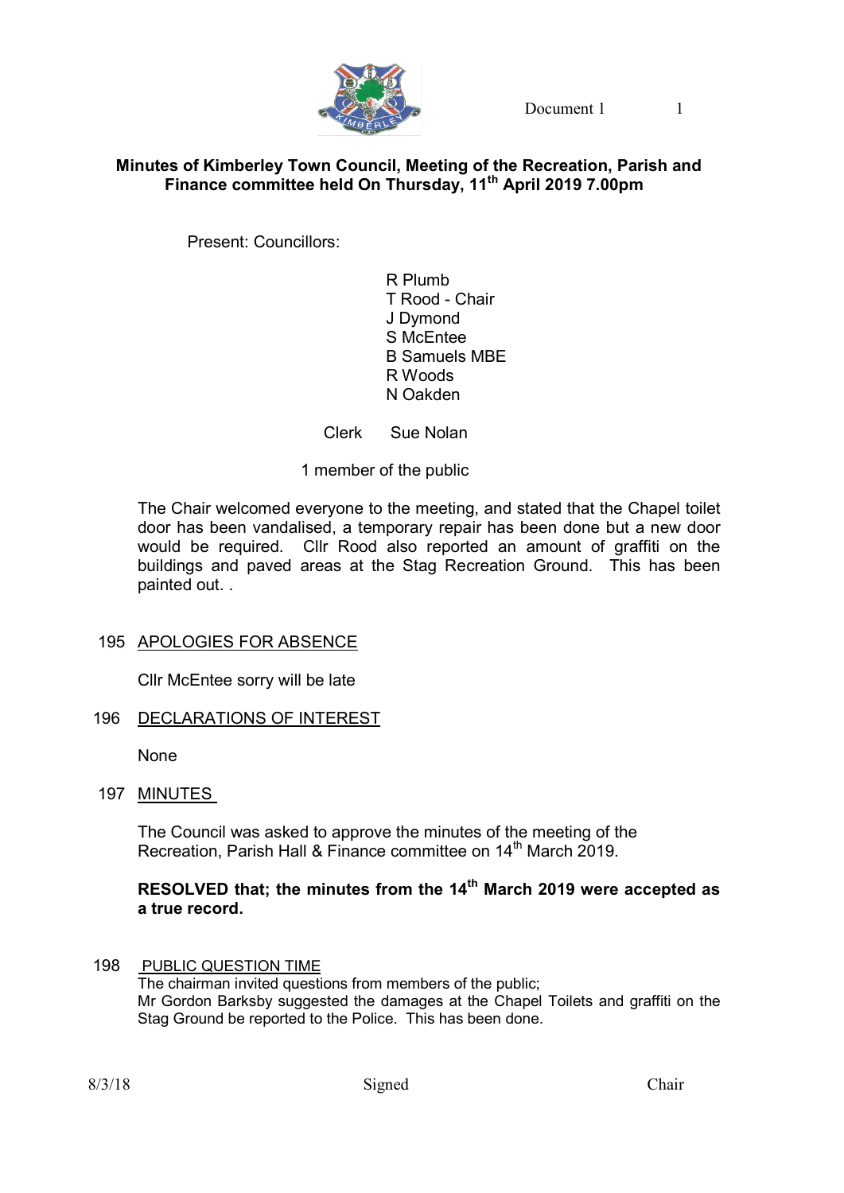**Minutes of Kimberley Town Council, Meeting of the Recreation, Parish and Finance committee held On Thursday, 11th April 2019 7.00pm**

Present: Councillors:

R Plumb
T Rood - Chair
J Dymond
S McEntee
B Samuels MBE
R Woods
N Oakden

Clerk Sue Nolan

1 member of the public

The Chair welcomed everyone to the meeting, and stated that the Chapel toilet door has been vandalised, a temporary repair has been done but a new door would be required. Cllr Rood also reported an amount of graffiti on the buildings and paved areas at the Stag Recreation Ground. This has been painted out. .

195 APOLOGIES FOR ABSENCE

Cllr McEntee sorry will be late

196 DECLARATIONS OF INTEREST

None

197 MINUTES

The Council was asked to approve the minutes of the meeting of the Recreation, Parish Hall & Finance committee on 14th March 2019.

**RESOLVED that; the minutes from the 14th March 2019 were accepted as a true record.**

198 PUBLIC QUESTION TIME

The chairman invited questions from members of the public;
Mr Gordon Barksby suggested the damages at the Chapel Toilets and graffiti on the Stag Ground be reported to the Police. This has been done.

8/3/18 Signed Chair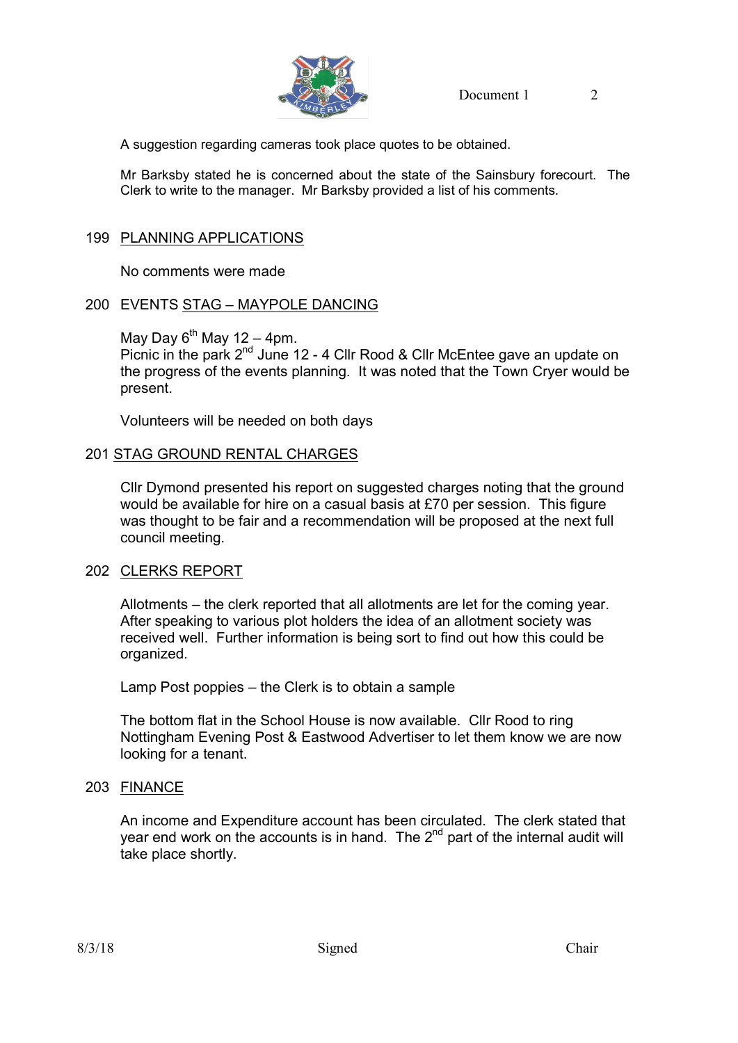A suggestion regarding cameras took place quotes to be obtained.

Mr Barksby stated he is concerned about the state of the Sainsbury forecourt. The Clerk to write to the manager. Mr Barksby provided a list of his comments.

## 199 PLANNING APPLICATIONS

No comments were made

## 200 EVENTS STAG – MAYPOLE DANCING

May Day 6th May 12 – 4pm.
Picnic in the park 2nd June 12 - 4 Cllr Rood & Cllr McEntee gave an update on the progress of the events planning. It was noted that the Town Cryer would be present.

Volunteers will be needed on both days

## 201 STAG GROUND RENTAL CHARGES

Cllr Dymond presented his report on suggested charges noting that the ground would be available for hire on a casual basis at £70 per session. This figure was thought to be fair and a recommendation will be proposed at the next full council meeting.

## 202 CLERKS REPORT

Allotments – the clerk reported that all allotments are let for the coming year. After speaking to various plot holders the idea of an allotment society was received well. Further information is being sort to find out how this could be organized.

Lamp Post poppies – the Clerk is to obtain a sample

The bottom flat in the School House is now available. Cllr Rood to ring Nottingham Evening Post & Eastwood Advertiser to let them know we are now looking for a tenant.

## 203 FINANCE

An income and Expenditure account has been circulated. The clerk stated that year end work on the accounts is in hand. The 2nd part of the internal audit will take place shortly.

8/3/18 Signed Chair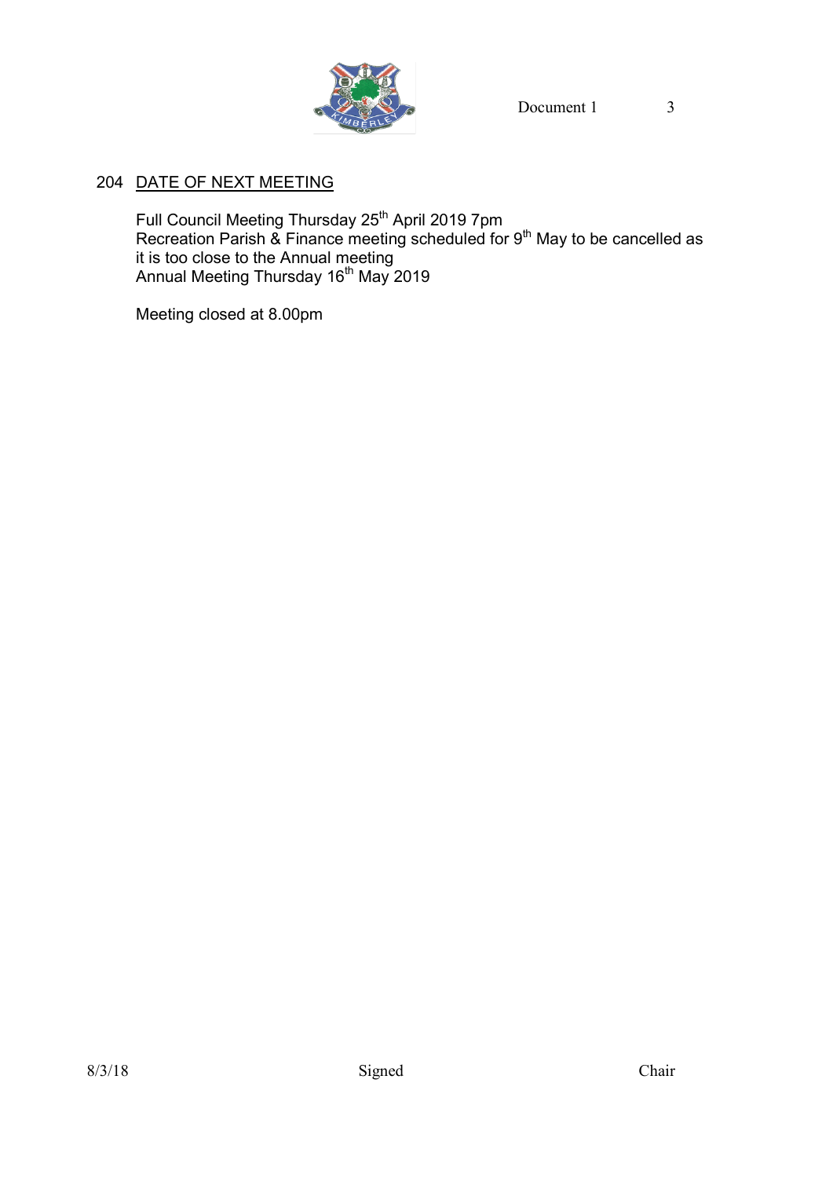## 204 DATE OF NEXT MEETING

Full Council Meeting Thursday 25th April 2019 7pm
Recreation Parish & Finance meeting scheduled for 9th May to be cancelled as it is too close to the Annual meeting
Annual Meeting Thursday 16th May 2019

Meeting closed at 8.00pm

8/3/18 Signed Chair